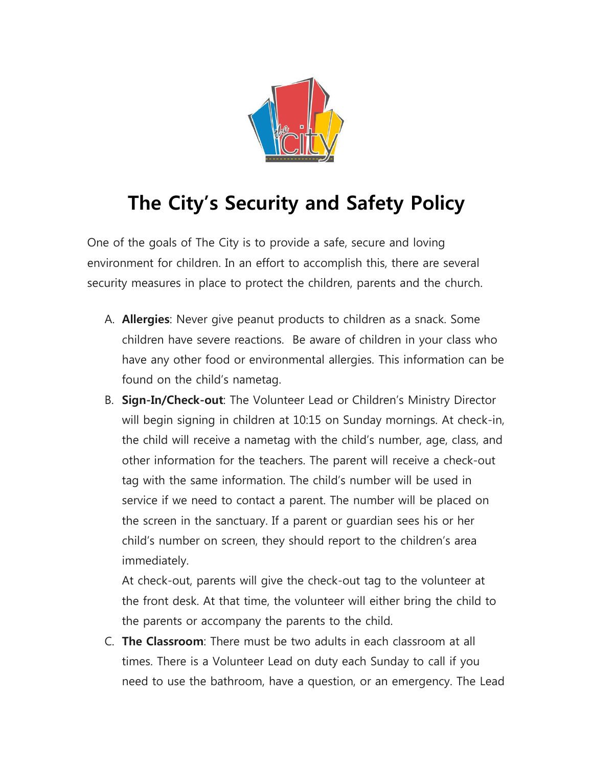# The City's Security and Safety Policy

One of the goals of The City is to provide a safe, secure and loving environment for children. In an effort to accomplish this, there are several security measures in place to protect the children, parents and the church.

A. **Allergies**: Never give peanut products to children as a snack. Some children have severe reactions. Be aware of children in your class who have any other food or environmental allergies. This information can be found on the child's nametag.

B. **Sign-In/Check-out**: The Volunteer Lead or Children's Ministry Director will begin signing in children at 10:15 on Sunday mornings. At check-in, the child will receive a nametag with the child's number, age, class, and other information for the teachers. The parent will receive a check-out tag with the same information. The child's number will be used in service if we need to contact a parent. The number will be placed on the screen in the sanctuary. If a parent or guardian sees his or her child's number on screen, they should report to the children's area immediately.

   At check-out, parents will give the check-out tag to the volunteer at the front desk. At that time, the volunteer will either bring the child to the parents or accompany the parents to the child.

C. **The Classroom**: There must be two adults in each classroom at all times. There is a Volunteer Lead on duty each Sunday to call if you need to use the bathroom, have a question, or an emergency. The Lead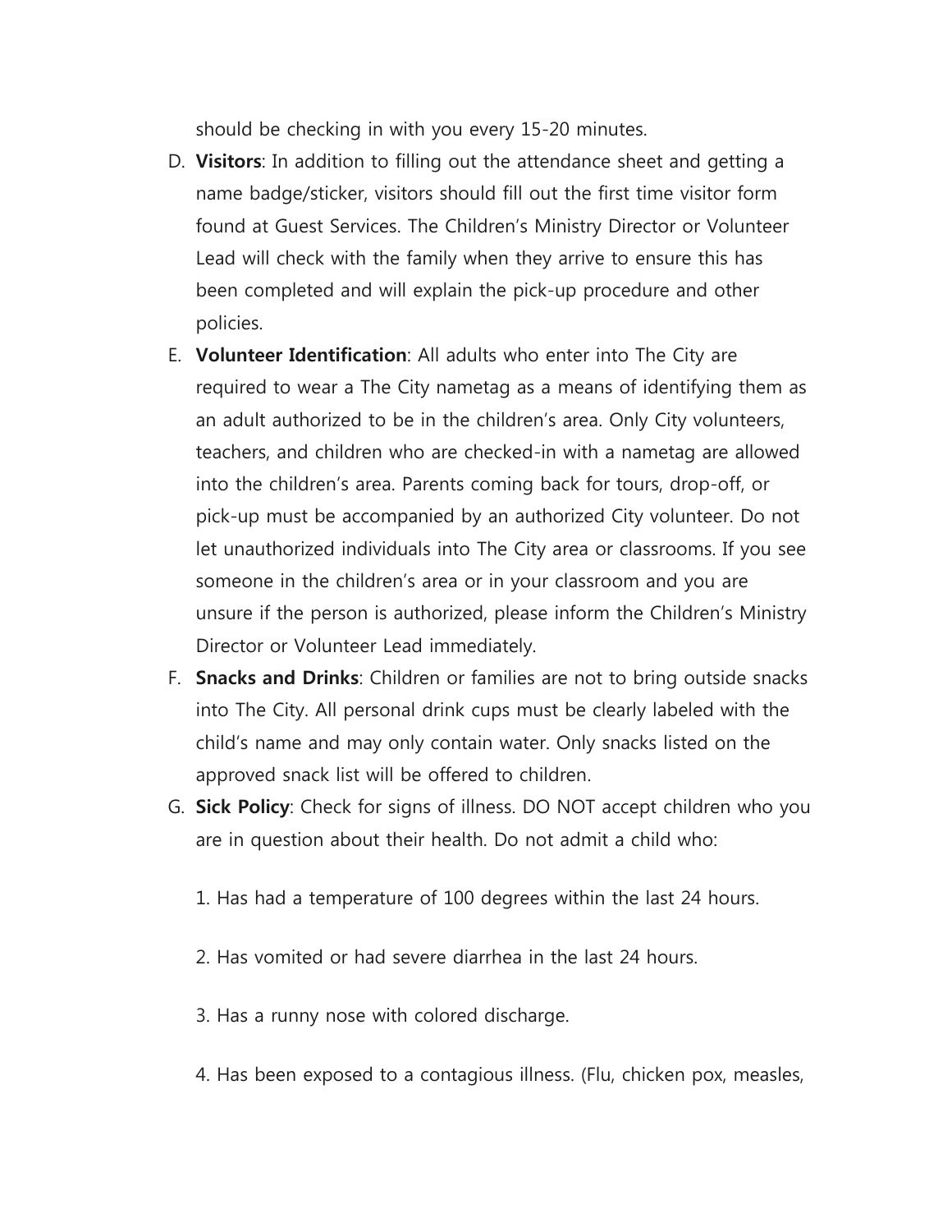should be checking in with you every 15-20 minutes.

D. **Visitors**: In addition to filling out the attendance sheet and getting a name badge/sticker, visitors should fill out the first time visitor form found at Guest Services. The Children's Ministry Director or Volunteer Lead will check with the family when they arrive to ensure this has been completed and will explain the pick-up procedure and other policies.

E. **Volunteer Identification**: All adults who enter into The City are required to wear a The City nametag as a means of identifying them as an adult authorized to be in the children's area. Only City volunteers, teachers, and children who are checked-in with a nametag are allowed into the children's area. Parents coming back for tours, drop-off, or pick-up must be accompanied by an authorized City volunteer. Do not let unauthorized individuals into The City area or classrooms. If you see someone in the children's area or in your classroom and you are unsure if the person is authorized, please inform the Children's Ministry Director or Volunteer Lead immediately.

F. **Snacks and Drinks**: Children or families are not to bring outside snacks into The City. All personal drink cups must be clearly labeled with the child's name and may only contain water. Only snacks listed on the approved snack list will be offered to children.

G. **Sick Policy**: Check for signs of illness. DO NOT accept children who you are in question about their health. Do not admit a child who:

   1. Has had a temperature of 100 degrees within the last 24 hours.

   2. Has vomited or had severe diarrhea in the last 24 hours.

   3. Has a runny nose with colored discharge.

   4. Has been exposed to a contagious illness. (Flu, chicken pox, measles,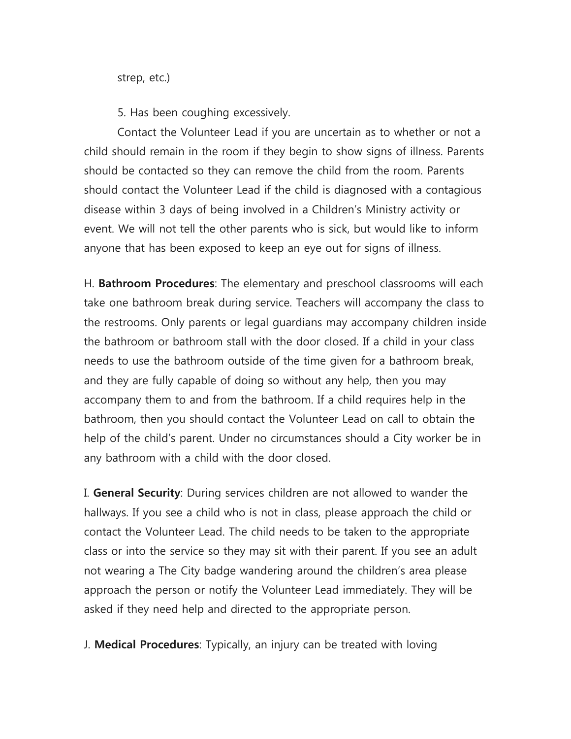strep, etc.)

5. Has been coughing excessively.

Contact the Volunteer Lead if you are uncertain as to whether or not a child should remain in the room if they begin to show signs of illness. Parents should be contacted so they can remove the child from the room. Parents should contact the Volunteer Lead if the child is diagnosed with a contagious disease within 3 days of being involved in a Children's Ministry activity or event. We will not tell the other parents who is sick, but would like to inform anyone that has been exposed to keep an eye out for signs of illness.

H. **Bathroom Procedures**: The elementary and preschool classrooms will each take one bathroom break during service. Teachers will accompany the class to the restrooms. Only parents or legal guardians may accompany children inside the bathroom or bathroom stall with the door closed. If a child in your class needs to use the bathroom outside of the time given for a bathroom break, and they are fully capable of doing so without any help, then you may accompany them to and from the bathroom. If a child requires help in the bathroom, then you should contact the Volunteer Lead on call to obtain the help of the child's parent. Under no circumstances should a City worker be in any bathroom with a child with the door closed.

I. **General Security**: During services children are not allowed to wander the hallways. If you see a child who is not in class, please approach the child or contact the Volunteer Lead. The child needs to be taken to the appropriate class or into the service so they may sit with their parent. If you see an adult not wearing a The City badge wandering around the children's area please approach the person or notify the Volunteer Lead immediately. They will be asked if they need help and directed to the appropriate person.

J. **Medical Procedures**: Typically, an injury can be treated with loving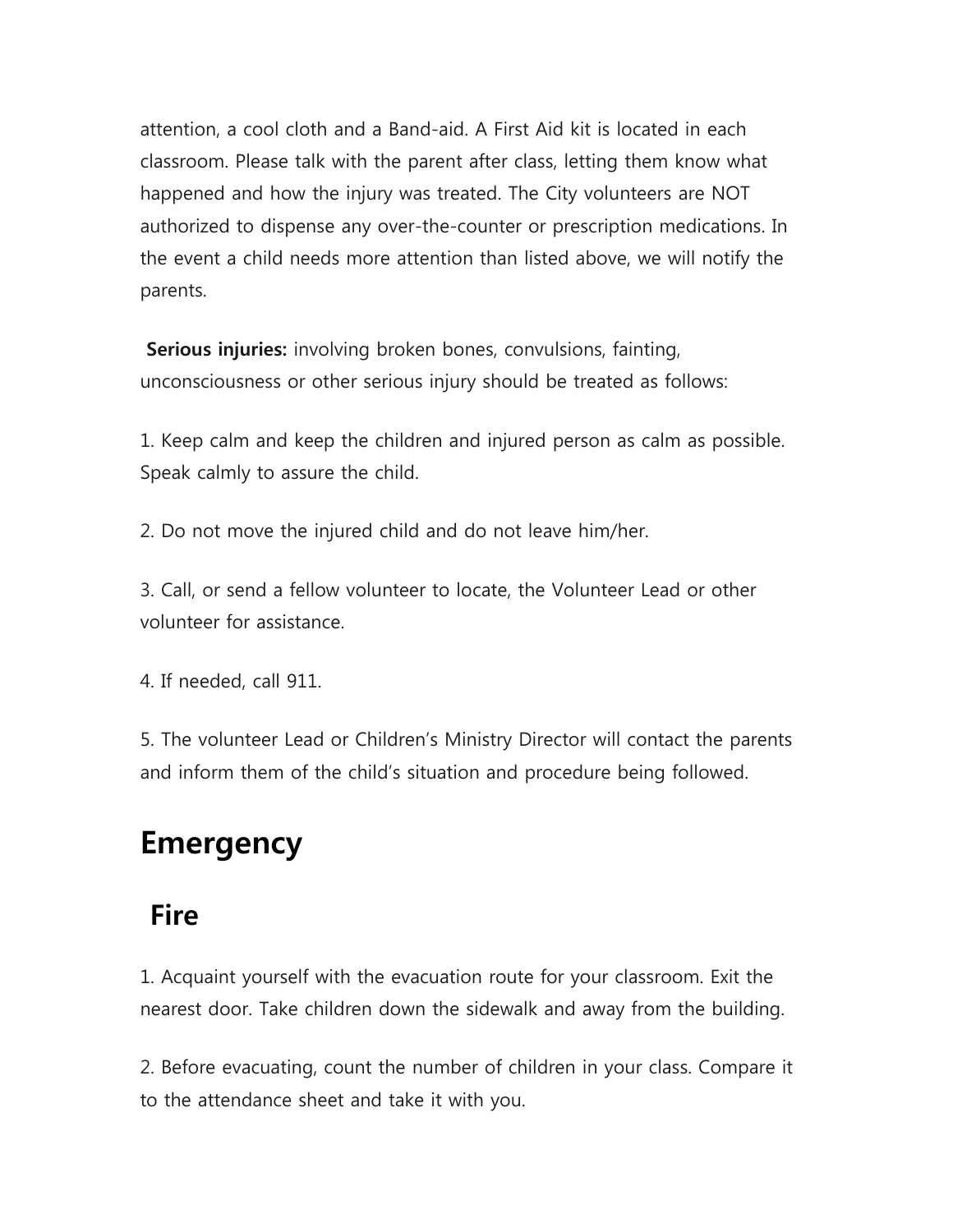attention, a cool cloth and a Band-aid. A First Aid kit is located in each classroom. Please talk with the parent after class, letting them know what happened and how the injury was treated. The City volunteers are NOT authorized to dispense any over-the-counter or prescription medications. In the event a child needs more attention than listed above, we will notify the parents.

**Serious injuries:** involving broken bones, convulsions, fainting, unconsciousness or other serious injury should be treated as follows:

1. Keep calm and keep the children and injured person as calm as possible. Speak calmly to assure the child.

2. Do not move the injured child and do not leave him/her.

3. Call, or send a fellow volunteer to locate, the Volunteer Lead or other volunteer for assistance.

4. If needed, call 911.

5. The volunteer Lead or Children's Ministry Director will contact the parents and inform them of the child's situation and procedure being followed.

# Emergency

## Fire

1. Acquaint yourself with the evacuation route for your classroom. Exit the nearest door. Take children down the sidewalk and away from the building.

2. Before evacuating, count the number of children in your class. Compare it to the attendance sheet and take it with you.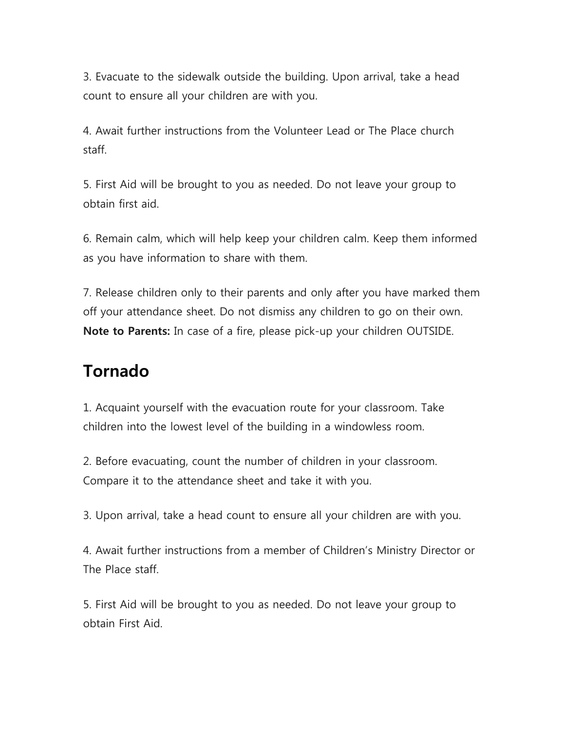3. Evacuate to the sidewalk outside the building. Upon arrival, take a head count to ensure all your children are with you.

4. Await further instructions from the Volunteer Lead or The Place church staff.

5. First Aid will be brought to you as needed. Do not leave your group to obtain first aid.

6. Remain calm, which will help keep your children calm. Keep them informed as you have information to share with them.

7. Release children only to their parents and only after you have marked them off your attendance sheet. Do not dismiss any children to go on their own.
**Note to Parents:** In case of a fire, please pick-up your children OUTSIDE.

## Tornado

1. Acquaint yourself with the evacuation route for your classroom. Take children into the lowest level of the building in a windowless room.

2. Before evacuating, count the number of children in your classroom. Compare it to the attendance sheet and take it with you.

3. Upon arrival, take a head count to ensure all your children are with you.

4. Await further instructions from a member of Children's Ministry Director or The Place staff.

5. First Aid will be brought to you as needed. Do not leave your group to obtain First Aid.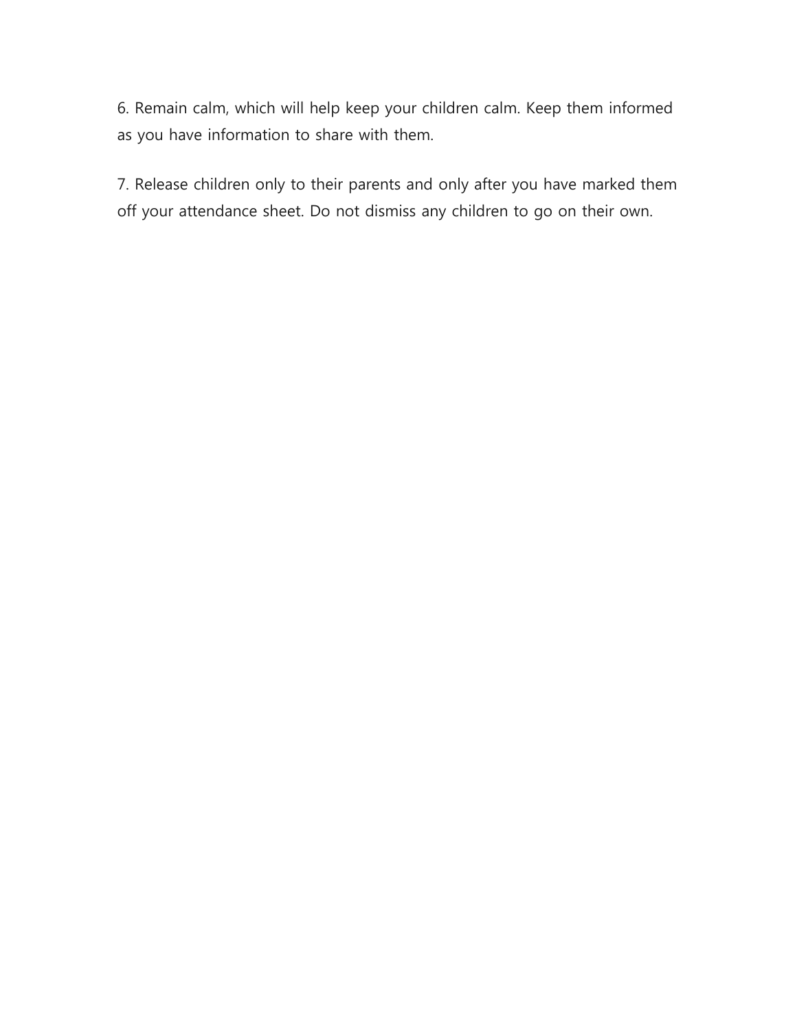6. Remain calm, which will help keep your children calm. Keep them informed as you have information to share with them.

7. Release children only to their parents and only after you have marked them off your attendance sheet. Do not dismiss any children to go on their own.